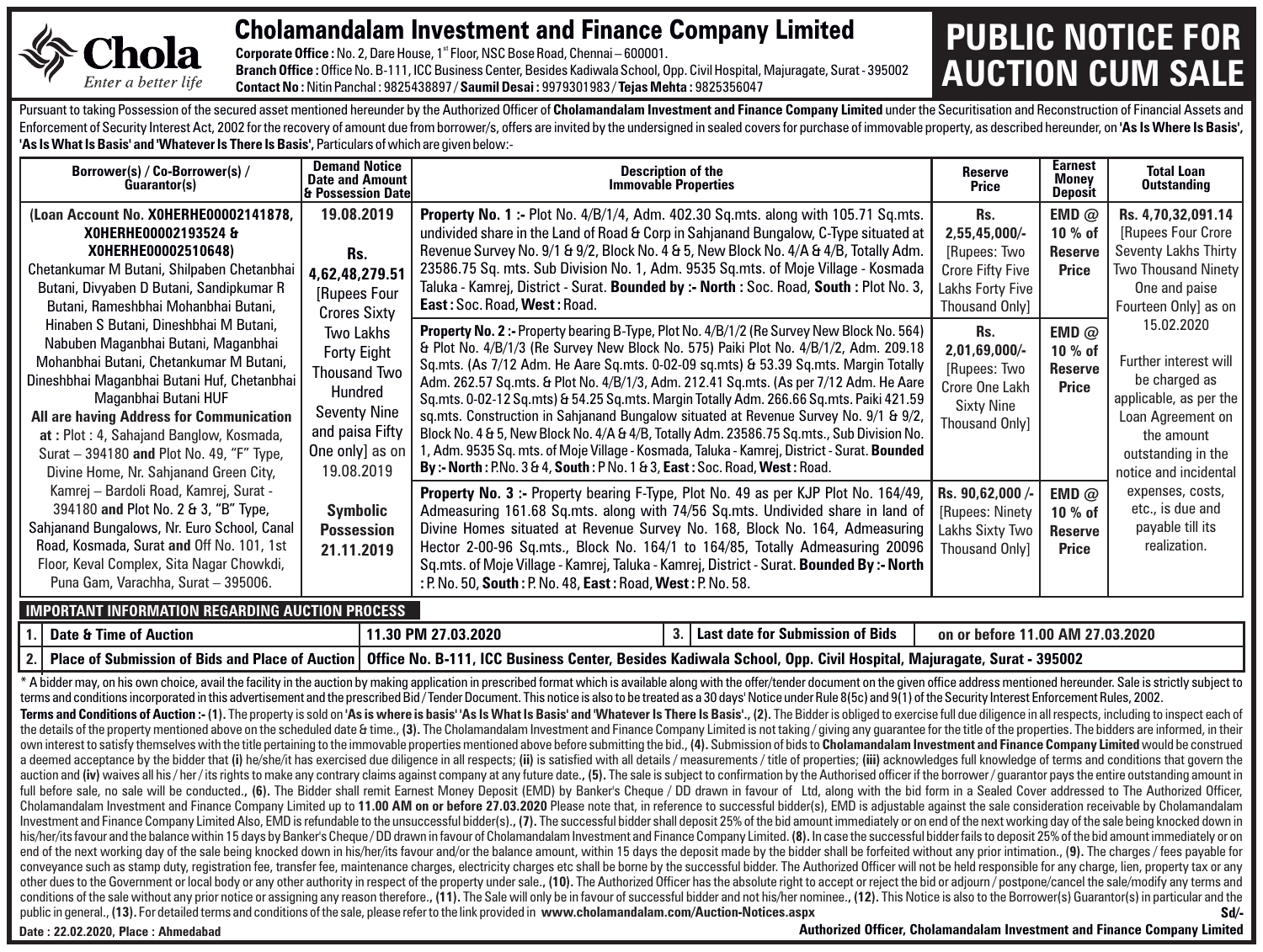# Cholamandalam Investment and Finance Company Limited

**Corporate Office :** No. 2, Dare House, 1st Floor, NSC Bose Road, Chennai – 600001.
**Branch Office :** Office No. B-111, ICC Business Center, Besides Kadiwala School, Opp. Civil Hospital, Majuragate, Surat - 395002
**Contact No :** Nitin Panchal : 9825438897 / **Saumil Desai :** 9979301983 / **Tejas Mehta :** 9825356047

Chola — Enter a better life

# PUBLIC NOTICE FOR AUCTION CUM SALE

Pursuant to taking Possession of the secured asset mentioned hereunder by the Authorized Officer of **Cholamandalam Investment and Finance Company Limited** under the Securitisation and Reconstruction of Financial Assets and Enforcement of Security Interest Act, 2002 for the recovery of amount due from borrower/s, offers are invited by the undersigned in sealed covers for purchase of immovable property, as described hereunder, on **'As Is Where Is Basis', 'As Is What Is Basis' and 'Whatever Is There Is Basis'**, Particulars of which are given below:-

| Borrower(s) / Co-Borrower(s) / Guarantor(s) | Demand Notice Date and Amount & Possession Date | Description of the Immovable Properties | Reserve Price | Earnest Money Deposit | Total Loan Outstanding |
|---|---|---|---|---|---|
| **(Loan Account No. X0HERHE00002141878, X0HERHE00002193524 & X0HERHE00002510648)** Chetankumar M Butani, Shilpaben Chetanbhai Butani, Divyaben D Butani, Sandipkumar R Butani, Rameshbhai Mohanbhai Butani, Hinaben S Butani, Dineshbhai M Butani, Nabuben Maganbhai Butani, Maganbhai Mohanbhai Butani, Chetankumar M Butani, Dineshbhai Maganbhai Butani Huf, Chetanbhai Maganbhai Butani HUF **All are having Address for Communication at :** Plot : 4, Sahajand Banglow, Kosmada, Surat – 394180 **and** Plot No. 49, "F" Type, Divine Home, Nr. Sahjanand Green City, Kamrej – Bardoli Road, Kamrej, Surat - 394180 **and** Plot No. 2 & 3, "B" Type, Sahjanand Bungalows, Nr. Euro School, Canal Road, Kosmada, Surat **and** Off No. 101, 1st Floor, Keval Complex, Sita Nagar Chowkdi, Puna Gam, Varachha, Surat – 395006. | **19.08.2019** **Rs. 4,62,48,279.51** [Rupees Four Crores Sixty Two Lakhs Forty Eight Thousand Two Hundred Seventy Nine and paisa Fifty One only] as on 19.08.2019 **Symbolic Possession 21.11.2019** | **Property No. 1 :-** Plot No. 4/B/1/4, Adm. 402.30 Sq.mts. along with 105.71 Sq.mts. undivided share in the Land of Road & Corp in Sahjanand Bungalow, C-Type situated at Revenue Survey No. 9/1 & 9/2, Block No. 4 & 5, New Block No. 4/A & 4/B, Totally Adm. 23586.75 Sq. mts. Sub Division No. 1, Adm. 9535 Sq.mts. of Moje Village - Kosmada Taluka - Kamrej, District - Surat. **Bounded by :- North :** Soc. Road, **South :** Plot No. 3, **East :** Soc. Road, **West :** Road. | **Rs. 2,55,45,000/-** [Rupees: Two Crore Fifty Five Lakhs Forty Five Thousand Only] | **EMD @ 10 % of Reserve Price** | **Rs. 4,70,32,091.14** [Rupees Four Crore Seventy Lakhs Thirty Two Thousand Ninety One and paise Fourteen Only] as on 15.02.2020 Further interest will be charged as applicable, as per the Loan Agreement on the amount outstanding in the notice and incidental expenses, costs, etc., is due and payable till its realization. |
| | | **Property No. 2 :-** Property bearing B-Type, Plot No. 4/B/1/2 (Re Survey New Block No. 564) & Plot No. 4/B/1/3 (Re Survey New Block No. 575) Paiki Plot No. 4/B/1/2, Adm. 209.18 Sq.mts. (As 7/12 Adm. He Aare Sq.mts. 0-02-09 sq.mts) & 53.39 Sq.mts. Margin Totally Adm. 262.57 Sq.mts. & Plot No. 4/B/1/3, Adm. 212.41 Sq.mts. (As per 7/12 Adm. He Aare Sq.mts. 0-02-12 Sq.mts) & 54.25 Sq.mts. Margin Totally Adm. 266.66 Sq.mts. Paiki 421.59 sq.mts. Construction in Sahjanand Bungalow situated at Revenue Survey No. 9/1 & 9/2, Block No. 4 & 5, New Block No. 4/A & 4/B, Totally Adm. 23586.75 Sq.mts., Sub Division No. 1, Adm. 9535 Sq.mts. of Moje Village - Kosmada, Taluka - Kamrej, District - Surat. **Bounded By :- North :** P.No. 3 & 4, **South :** P No. 1 & 3, **East :** Soc. Road, **West :** Road. | **Rs. 2,01,69,000/-** [Rupees: Two Crore One Lakh Sixty Nine Thousand Only] | **EMD @ 10 % of Reserve Price** | |
| | | **Property No. 3 :-** Property bearing F-Type, Plot No. 49 as per KJP Plot No. 164/49, Admeasuring 161.68 Sq.mts. along with 74/56 Sq.mts. Undivided share in land of Divine Homes situated at Revenue Survey No. 168, Block No. 164, Admeasuring Hector 2-00-96 Sq.mts., Block No. 164/1 to 164/85, Totally Admeasuring 20096 Sq.mts. of Moje Village - Kamrej, Taluka - Kamrej, District - Surat. **Bounded By :- North :** P. No. 50, **South :** P. No. 48, **East :** Road, **West :** P. No. 58. | **Rs. 90,62,000 /-** [Rupees: Ninety Lakhs Sixty Two Thousand Only] | **EMD @ 10 % of Reserve Price** | |

## IMPORTANT INFORMATION REGARDING AUCTION PROCESS

| | | | | |
|---|---|---|---|---|
| 1. | Date & Time of Auction | 11.30 PM 27.03.2020 | 3. Last date for Submission of Bids | on or before 11.00 AM 27.03.2020 |
| 2. | Place of Submission of Bids and Place of Auction | Office No. B-111, ICC Business Center, Besides Kadiwala School, Opp. Civil Hospital, Majuragate, Surat - 395002 | | |

* A bidder may, on his own choice, avail the facility in the auction by making application in prescribed format which is available along with the offer/tender document on the given office address mentioned hereunder. Sale is strictly subject to terms and conditions incorporated in this advertisement and the prescribed Bid / Tender Document. This notice is also to be treated as a 30 days' Notice under Rule 8(5c) and 9(1) of the Security Interest Enforcement Rules, 2002.

**Terms and Conditions of Auction :- (1).** The property is sold on **'As is where is basis' 'As Is What Is Basis' and 'Whatever Is There Is Basis'., (2).** The Bidder is obliged to exercise full due diligence in all respects, including to inspect each of the details of the property mentioned above on the scheduled date & time., **(3).** The Cholamandalam Investment and Finance Company Limited is not taking / giving any guarantee for the title of the properties. The bidders are informed, in their own interest to satisfy themselves with the title pertaining to the immovable properties mentioned above before submitting the bid., **(4).** Submission of bids to **Cholamandalam Investment and Finance Company Limited** would be construed a deemed acceptance by the bidder that **(i)** he/she/it has exercised due diligence in all respects; **(ii)** is satisfied with all details / measurements / title of properties; **(iii)** acknowledges full knowledge of terms and conditions that govern the auction and **(iv)** waives all his / her / its rights to make any contrary claims against company at any future date., **(5).** The sale is subject to confirmation by the Authorised officer if the borrower / guarantor pays the entire outstanding amount in full before sale, no sale will be conducted., **(6).** The Bidder shall remit Earnest Money Deposit (EMD) by Banker's Cheque / DD drawn in favour of Ltd, along with the bid form in a Sealed Cover addressed to The Authorized Officer, Cholamandalam Investment and Finance Company Limited up to **11.00 AM on or before 27.03.2020** Please note that, in reference to successful bidder(s), EMD is adjustable against the sale consideration receivable by Cholamandalam Investment and Finance Company Limited Also, EMD is refundable to the unsuccessful bidder(s)., **(7).** The successful bidder shall deposit 25% of the bid amount immediately or on end of the next working day of the sale being knocked down in his/her/its favour and the balance within 15 days by Banker's Cheque / DD drawn in favour of Cholamandalam Investment and Finance Company Limited. **(8).** In case the successful bidder fails to deposit 25% of the bid amount immediately or on end of the next working day of the sale being knocked down in his/her/its favour and/or the balance amount, within 15 days the deposit made by the bidder shall be forfeited without any prior intimation., **(9).** The charges / fees payable for conveyance such as stamp duty, registration fee, transfer fee, maintenance charges, electricity charges etc shall be borne by the successful bidder. The Authorized Officer will not be held responsible for any charge, lien, property tax or any other dues to the Government or local body or any other authority in respect of the property under sale., **(10).** The Authorized Officer has the absolute right to accept or reject the bid or adjourn / postpone/cancel the sale/modify any terms and conditions of the sale without any prior notice or assigning any reason therefore., **(11).** The Sale will only be in favour of successful bidder and not his/her nominee., **(12).** This Notice is also to the Borrower(s) Guarantor(s) in particular and the public in general., **(13).** For detailed terms and conditions of the sale, please refer to the link provided in **www.cholamandalam.com/Auction-Notices.aspx**

**Date : 22.02.2020, Place : Ahmedabad**

Sd/-
**Authorized Officer, Cholamandalam Investment and Finance Company Limited**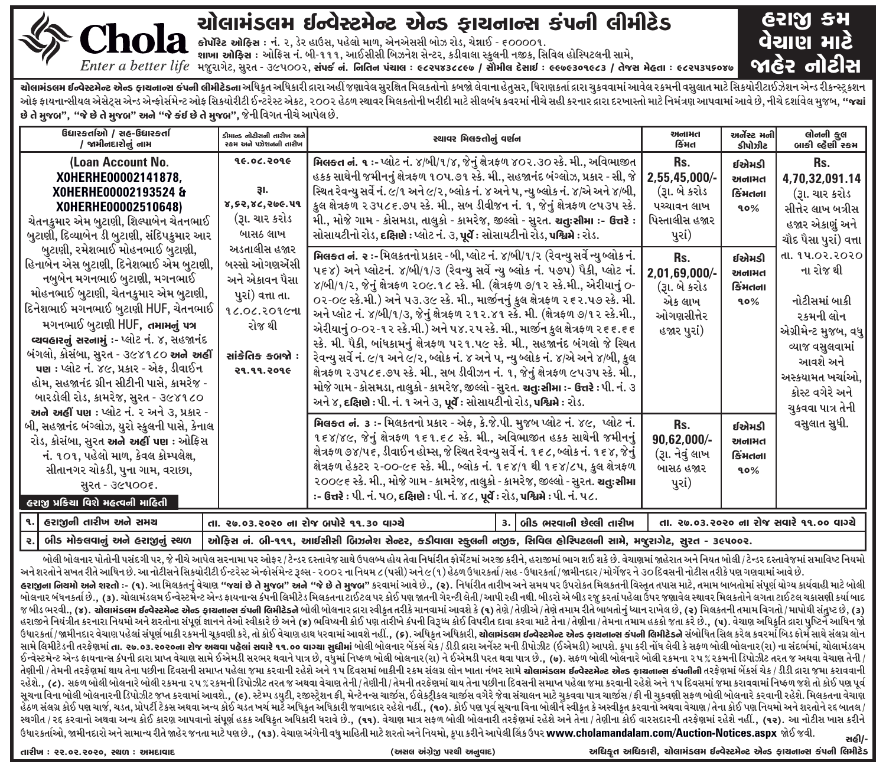# ચોલામંડલમ ઈન્વેસ્ટમેન્ટ એન્ડ ફાયનાન્સ કંપની લીમીટેડ

**Chola**
*Enter a better life*

કોર્પોરેટ ઓફિસ : નં. ૨, ડેર હાઉસ, પહેલો માળ, એનએસસી બોઝ રોડ, ચેન્નાઈ - ૬૦૦૦૦૧.
શાખા ઓફિસ : ઓફિસ નં. બી-૧૧૧, આઈસીસી બિઝનેશ સેન્ટર, કડીવાલા સ્કૂલની નજીક, સિવિલ હોસ્પિટલની સામે, મજુરાગેટ, સુરત - ૩૯૫૦૦૨, સંપર્ક નં. નિતિન પંચાલ : ૯૮૨૫૪૩૮૮૯૭ / સૌમીલ દેસાઈ : ૯૯૭૭૩૦૧૯૮૩ / તેજસ મહેતા : ૯૮૨૫૩૫૬૦૪૭

## હરાજી કમ વેચાણ માટે જાહેર નોટીસ

ચોલામંડલમ ઈન્વેસ્ટમેન્ટ એન્ડ ફાયનાન્સ કંપની લીમીટેડના અધિકૃત અધિકારી દ્વારા અહીં જણાવેલ સુરક્ષિત મિલકતોનો કબજો લેવાના હેતુસર, ધિરાણકર્તા દ્વારા ચુકવવામાં આવેલ રકમની વસુલાત માટે સિક્યોરીટાઈઝેશન એન્ડ રીકન્સ્ટ્રકશન ઓફ ફાયનાન્સીયલ એસેટ્સ એન્ડ એન્ફોર્સમેન્ટ ઓફ સિક્યોરીટી ઈન્ટરેસ્ટ એક્ટ, ૨૦૦૨ હેઠળ સ્થાવર મિલકતોની ખરીદી માટે સીલબંધ કવરમાં નીચે સહી કરનાર દ્વારા દરખાસ્તો માટે નિમંત્રણ આપવામાં આવે છે, નીચે દર્શાવેલ મુજબ, **"જ્યાં છે તે મુજબ"**, **"જે છે તે મુજબ"** અને **"જે કંઈ છે તે મુજબ"**, જેની વિગત નીચે આપેલ છે.

| ઉધારકર્તાઓ / સહ-ઉધારકર્તા / જામીનદારોનું નામ | ડીમાન્ડ નોટીસની તારીખ અને રકમ અને ખ્રોઝરની તારીખ | સ્થાવર મિલકતોનું વર્ણન | અનામત કિંમત | અર્નેસ્ટ મની ડીપોઝીટ | લોનની કુલ બાકી લ્હેણી રકમ |
|---|---|---|---|---|---|
| **(Loan Account No. X0HERHE00002141878, X0HERHE00002193524 & X0HERHE00002510648)** ચેતનકુમાર એમ બુટાણી, શિલ્પાબેન ચેતનભાઈ બુટાણી, દિવ્યાબેન ડી બુટાણી, સંદિપકુમાર આર બુટાણી, રમેશભાઈ મોહનભાઈ બુટાણી, હિનાબેન એસ બુટાણી, દિનેશભાઈ એમ બુટાણી, નબુબેન મગનભાઈ બુટાણી, મગનભાઈ મોહનભાઈ બુટાણી, ચેતનકુમાર એમ બુટાણી, દિનેશભાઈ મગનભાઈ બુટાણી HUF, ચેતનભાઈ મગનભાઈ બુટાણી HUF, **તમામનું પત્ર વ્યવહારનું સરનામું :-** પ્લોટ નં. ૪, સહજાનંદ બંગલો, કોસંબા, સુરત - ૩૯૪૧૮૦ **અને અહીં પણ :** પ્લોટ નં. ૪૯, પ્રકાર - એફ, ડીવાઈન હોમ, સહજાનંદ ગ્રીન સીટીની પાસે, કામરેજ - બારડોલી રોડ, કામરેજ, સુરત - ૩૯૪૧૮૦ **અને અહીં પણ :** પ્લોટ નં. ૨ અને ૩, પ્રકાર - બી, સહજાનંદ બંગ્લોઝ, યુરો સ્કુલની પાસે, કેનાલ રોડ, કોસંબા, સુરત **અને અહીં પણ :** ઓફિસ નં. ૧૦૧, પહેલો માળ, કેવલ કોમ્પલેક્ષ, સીતાનગર ચોકડી, પુના ગામ, વરાછા, સુરત - ૩૯૫૦૦૬. | **૧૯.૦૮.૨૦૧૯** રૂા. ૪,૬૨,૪૮,૨૭૯.૫૧ (રૂા. ચાર કરોડ બાસઠ લાખ અડતાલીસ હજાર બસ્સો ઓગણએંસી અને એકાવન પૈસા પુરાં) વત્તા તા. ૧૮.૦૮.૨૦૧૯ના રોજ થી **સાંકેતિક કબજો : ૨૧.૧૧.૨૦૧૯** | **મિલકત નં. ૧ :-** પ્લોટ નં. ૪/બી/૧/૪, જેનું ક્ષેત્રફળ ૪૦૨.૩૦ સ્કે. મી., અવિભાજીત હકક સાથેની જમીનનું ક્ષેત્રફળ ૧૦૫.૭૧ સ્કે. મી., સહજાનંદ બંગ્લોઝ, પ્રકાર - સી, જે સ્થિત રેવન્યુ સર્વે નં. ૯/૧ અને ૯/૨, બ્લોક નં. ૪ અને ૫, ન્યુ બ્લોક નં. ૪/એ અને ૪/બી, કુલ ક્ષેત્રફળ ૨૩૫૮૬.૭૫ સ્કે. મી., સબ ડીવીજન નં. ૧, જેનું ક્ષેત્રફળ ૯૫૩૫ સ્કે. મી., મોજે ગામ - કોસમડા, તાલુકો - કામરેજ, જીલ્લો - સુરત. **ચતુઃસીમા :- ઉત્તરે :** સોસાયટીનો રોડ, **દક્ષિણે :** પ્લોટ નં. ૩, **પૂર્વે :** સોસાયટીનો રોડ, **પશ્ચિમે :** રોડ. | **Rs. 2,55,45,000/-** (રૂા. બે કરોડ પચ્ચાવન લાખ પિસ્તાલીસ હજાર પુરાં) | ઈએમડી અનામત કિંમતના ૧૦% | **Rs. 4,70,32,091.14** (રૂા. ચાર કરોડ સીત્તેર લાખ બત્રીસ હજાર એકાણું અને ચૌદ પૈસા પુરાં) વત્તા તા. ૧૫.૦૨.૨૦૨૦ ના રોજ થી નોટીસમાં બાકી રકમની લોન એગ્રીમેન્ટ મુજબ, વધુ વ્યાજ વસુલવામાં આવશે અને અસ્કયામત ખર્ચાઓ, કોસ્ટ વગેરે અને ચુકવવા પાત્ર તેની વસુલાત સુધી. |
| | | **મિલકત નં. ૨ :-** મિલકતનો પ્રકાર - બી, પ્લોટ નં. ૪/બી/૧/૨ (રેવન્યુ સર્વે ન્યુ બ્લોક નં. ૫૬૪) અને પ્લોટનં. ૪/બી/૧/૩ (રેવન્યુ સર્વે ન્યુ બ્લોક નં. ૫૭૫) પૈકી, પ્લોટ નં. ૪/બી/૧/૨, જેનું ક્ષેત્રફળ ૨૦૯.૧૮ સ્કે. મી. (ક્ષેત્રફળ ૭/૧૨ સ્કે.મી., એરીયાનું ૦-૦૨-૦૯ સ્કે.મી.) અને ૫૩.૩૯ સ્કે. મી., માર્જીનનું કુલ ક્ષેત્રફળ ૨૬૨.૫૭ સ્કે. મી. અને પ્લોટ નં. ૪/બી/૧/૩, જેનું ક્ષેત્રફળ ૨૧૨.૪૧ સ્કે. મી. (ક્ષેત્રફળ ૭/૧૨ સ્કે.મી., એરીયાનું ૦-૦૨-૧૨ સ્કે.મી.) અને ૫૪.૨૫ સ્કે. મી., માર્જીન કુલ ક્ષેત્રફળ ૨૬૬.૬૬ સ્કે. મી. પૈકી, બાંધકામનું ક્ષેત્રફળ ૫૨૧.૫૯ સ્કે. મી., સહજાનંદ બંગલો જે સ્થિત રેવન્યુ સર્વે નં. ૯/૧ અને ૯/૨, બ્લોક નં. ૪ અને ૫, ન્યુ બ્લોક નં. ૪/એ અને ૪/બી, કુલ ક્ષેત્રફળ ૨૩૫૮૬.૭૫ સ્કે. મી., સબ ડીવીઝન નં. ૧, જેનું ક્ષેત્રફળ ૯૫૩૫ સ્કે. મી., મોજે ગામ - કોસમડા, તાલુકો - કામરેજ, જીલ્લો - સુરત. **ચતુઃસીમા :- ઉત્તરે :** પી. નં. ૩ અને ૪, **દક્ષિણે :** પી. નં. ૧ અને ૩, **પૂર્વે :** સોસાયટીનો રોડ, **પશ્ચિમે :** રોડ. | **Rs. 2,01,69,000/-** (રૂા. બે કરોડ એક લાખ ઓગણસીત્તેર હજાર પુરાં) | ઈએમડી અનામત કિંમતના ૧૦% | |
| | | **મિલકત નં. ૩ :-** મિલકતનો પ્રકાર - એફ, કે.જે.પી. મુજબ પ્લોટ નં. ૪૯, પ્લોટ નં. ૧૬૪/૪૯, જેનું ક્ષેત્રફળ ૧૬૧.૬૮ સ્કે. મી., અવિભાજીત હકક સાથેની જમીનનું ક્ષેત્રફળ ૭૪/૫૬, ડીવાઈન હોમ્સ, જે સ્થિત રેવન્યુ સર્વે નં. ૧૬૮, બ્લોક નં. ૧૬૪, જેનું ક્ષેત્રફળ હેકટર ૨-૦૦-૯૬ સ્કે. મી., બ્લોક નં. ૧૬૪/૧ થી ૧૬૪/૮૫, કુલ ક્ષેત્રફળ ૨૦૦૯૬ સ્કે. મી., મોજે ગામ - કામરેજ, તાલુકો - કામરેજ, જીલ્લો - સુરત. **ચતુઃસીમા :- ઉત્તરે :** પી. નં. ૫૦, **દક્ષિણે :** પી. નં. ૪૮, **પૂર્વે :** રોડ, **પશ્ચિમે :** પી. નં. ૫૮. | **Rs. 90,62,000/-** (રૂા. નેવું લાખ બાસઠ હજાર પુરાં) | ઈએમડી અનામત કિંમતના ૧૦% | |

**હરાજી પ્રક્રિયા વિશે મહત્વની માહિતી**

| | | | | | |
|---|---|---|---|---|---|
| ૧. | હરાજીની તારીખ અને સમય | તા. ૨૭.૦૩.૨૦૨૦ ના રોજ બપોરે ૧૧.૩૦ વાગ્યે | ૩. | બીડ ભરવાની છેલ્લી તારીખ | તા. ૨૭.૦૩.૨૦૨૦ ના રોજ સવારે ૧૧.૦૦ વાગ્યે |
| ૨. | બીડ મોકલવાનું અને હરાજીનું સ્થળ | ઓફિસ નં. બી-૧૧૧, આઈસીસી બિઝનેશ સેન્ટર, કડીવાલા સ્કૂલની નજીક, સિવિલ હોસ્પિટલની સામે, મજુરાગેટ, સુરત - ૩૯૫૦૦૨. | | | |

બોલી બોલનાર પોતોની પસંદગી પર, જે નીચે આપેલ સરનામા પર ઓફર / ટેન્ડર દસ્તાવેજ સાથે ઉપલબ્ધ હોય તેવા નિર્ધારીત ફોર્મેટમાં અરજી કરીને, હરાજીમાં ભાગ લઈ શકે છે. વેચાણમાં જાહેરાત અને નિયત બોલી / ટેન્ડર દસ્તાવેજમાં સમાવિષ્ટ નિયમો અને શરતોને સખત રીતે આધિન છે. આ નોટીસને સિક્યોરીટી ઈન્ટરેસ્ટ એન્ફોર્સમેન્ટ રૂલ્સ - ૨૦૦૨ ના નિયમ ૮(૫સી) અને ૯(૧) હેઠળ ઉધારકર્તા / સહ - ઉધારકર્તા / જામીનદાર / મોર્ગેજર ને ૩૦ દિવસની નોટીસ તરીકે પણ ગણવામાં આવે છે.

**હરાજીના નિયમો અને શરતો :-** (૧). આ મિલકતનું વેચાણ **"જ્યાં છે તે મુજબ"** અને **"જે છે તે મુજબ"** કરવામાં આવે છે., (૨). નિર્ધારીત તારીખ અને સમય પર ઉપરોકત મિલકતની વિસ્તૃત તપાસ માટે, તમામ બાબતોમાં સંપૂર્ણ યોગ્ય કાર્યવાહી માટે બોલી બોલનાર બંધકર્તા છે., (૩). ચોલામંડલમ ઈન્વેસ્ટમેન્ટ એન્ડ ફાયનાન્સ કંપની લિમિટેડ મિલકતના ટાઈટલ પર કોઈ પણ જાતની ગેરન્ટી લેતી / આપી રહી નથી. બીડરો એ બીડ રજુ કરતાં પહેલા ઉપર જણાવેલ સ્થાવર મિલકતોને લગતા ટાઈટલ ચકાસણી કર્યા બાદ જ બીડ ભરવી., (૪). **ચોલામંડલમ ઈન્વેસ્ટમેન્ટ એન્ડ ફાયનાન્સ કંપની લીમીટેડને** બોલી બોલનાર દ્વારા સ્વીકૃત તરીકે માનવામાં આવશે કે (૧) તેણે / તેણીએ / તેણે તમામ રીતે બાબતોનું ધ્યાન રાખેલ છે, (૨) મિલકતની તમામ વિગતો / માપોથી સંતુષ્ટ છે, (૩) હરાજીને નિયંત્રીત કરનારા નિયમો અને શરતોના સંપૂર્ણ જ્ઞાનને તેઓ સ્વીકારે છે અને (૪) ભવિષ્યની કોઈ પણ તારીખે કંપની વિરૂધ્ધ કોઈ વિપરીત દાવા કરવા માટે તેના / તેણીના / તેમના તમામ હકકો જતા કરે છે., (૫). વેચાણ અધિકૃતિ દ્વારા પુષ્ટિને આધિન જો ઉધારકર્તા / જામીનદાર વેચાણ પહેલાં સંપૂર્ણ બાકી રકમની ચૂકવણી કરે, તો કોઈ વેચાણ હાથ ધરવામાં આવશે નહીં., (૬). અધિકૃત અધિકારી, **ચોલામંડલમ ઈન્વેસ્ટમેન્ટ એન્ડ ફાયનાન્સ કંપની લીમીટેડને** સંબોધિત સિલ કરેલ કવરમાં બિડ ફોર્મ સાથે સંલગ્ન લોન સામે લિમીટેડની તરફેણમાં **તા. ૨૭.૦૩.૨૦૨૦ના રોજ અથવા પહેલાં સવારે ૧૧.૦૦ વાગ્યા સુધીમાં** બોલી બોલનાર બેંકર્સ ચેક / ડીડી દ્વારા અર્નેસ્ટ મની ડીપોઝીટ (ઈએમડી) આપશે. કૃપા કરી નોંધ લેવી કે સફળ બોલી બોલનાર(રા) ના સંદર્ભમાં, ચોલામંડલમ ઈન્વેસ્ટમેન્ટ એન્ડ ફાયનાન્સ કંપની દ્વારા પ્રાપ્ત વેચાણ સામે ઈએમડી સરભર થવાને પાત્ર છે, વધુમાં નિષ્ફળ બોલી બોલનાર(રા) ને ઈએમડી પરત થવા પાત્ર છે., (૭). સફળ બોલી બોલનારે બોલી રકમના ૨૫% રકમની ડિપોઝીટ તરત જ અથવા વેચાણ તેની / તેણીની / તેમની તરફેણમાં થાય તેના પછીના દિવસની સમાપ્ત પહેલા જમા કરવાની રહેશે અને ૧૫ દિવસમાં બાકીની રકમ સંલગ્ન લોન ખાતા નંબર સામે **ચોલામંડલમ ઈન્વેસ્ટમેન્ટ એન્ડ ફાયનાન્સ કંપનીની** તરફેણમાં બેંકર્સ ચેક / ડીડી દ્વારા જમા કરાવવાની રહેશે., (૮). સફળ બોલી બોલનારે બોલી રકમના ૨૫% રકમની ડિપોઝીટ તરત જ અથવા વેચાણ તેની / તેણીની / તેમની તરફેણમાં થાય તેના પછીના દિવસની સમાપ્ત પહેલા જમા કરવાની રહેશે અને ૧૫ દિવસમાં જમા કરાવવામાં નિષ્ફળ જશે તો કોઈ પણ પૂર્વ સૂચના વિના બોલી બોલનારની ડિપોઝીટ જપ્ત કરવામાં આવશે., (૯). સ્ટેમ્પ ડયુટી, રજીસ્ટ્રેશન ફી, મેન્ટેનન્સ ચાર્જીસ, ઈલેકટ્રીકલ ચાર્જીસ વગેરે જેવા સંચાલન માટે ચુકવવા પાત્ર ચાર્જીસ / ફી ની ચુકવણી સફળ બોલી બોલનારે કરવાની રહેશે. મિલકતના વેચાણ હેઠળ સંલગ્ન કોઈ પણ ચાર્જ, ચડત, પ્રોપર્ટી ટેકસ અથવા અન્ય કોઈ ચડત ખર્ચ માટે અધિકૃત અધિકારી જવાબદાર રહેશે નહીં., (૧૦). કોઈ પણ પૂર્વ સૂચના વિના બોલીને સ્વીકૃત કે અસ્વીકૃત કરવાનો અથવા વેચાણ / તેના કોઈ પણ નિયમ અને શરતોને રદ બાતલ / સ્થગીત / રદ કરવાનો અથવા અન્ય કોઈ કારણ આપવાનો સંપૂર્ણ હકક અધિકૃત અધિકારી ધરાવે છે., (૧૧). વેચાણ માત્ર સફળ બોલી બોલનારની તરફેણમાં રહેશે અને તેના / તેણીના કોઈ વારસદારની તરફેણમાં રહેશે નહીં., (૧૨). આ નોટીસ ખાસ કરીને ઉધારકર્તાઓ, જામીનદારો અને સામાન્ય રીતે જાહેર જનતા માટે પણ છે., (૧૩). વેચાણ અંગેની વધુ માહિતી માટે શરતો અને નિયમો, કૃપા કરીને આપેલી લિંક ઉપર **www.cholamandalam.com/Auction-Notices.aspx** જોઈ જવી.

સહી/-

**તારીખ : ૨૨.૦૨.૨૦૨૦, સ્થળ : અમદાવાદ** (અસલ અંગ્રેજી પરથી અનુવાદ) **અધિકૃત અધિકારી, ચોલામંડલમ ઈન્વેસ્ટમેન્ટ એન્ડ ફાયનાન્સ કંપની લીમીટેડ**